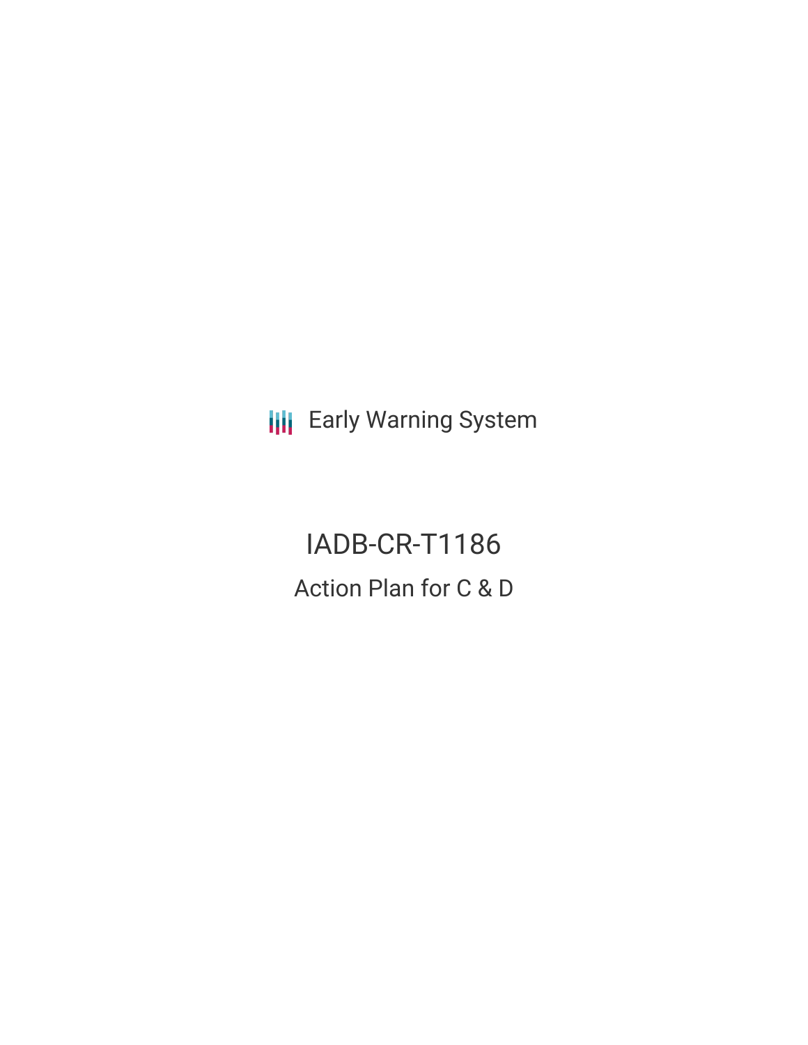Early Warning System

# IADB-CR-T1186

## Action Plan for C & D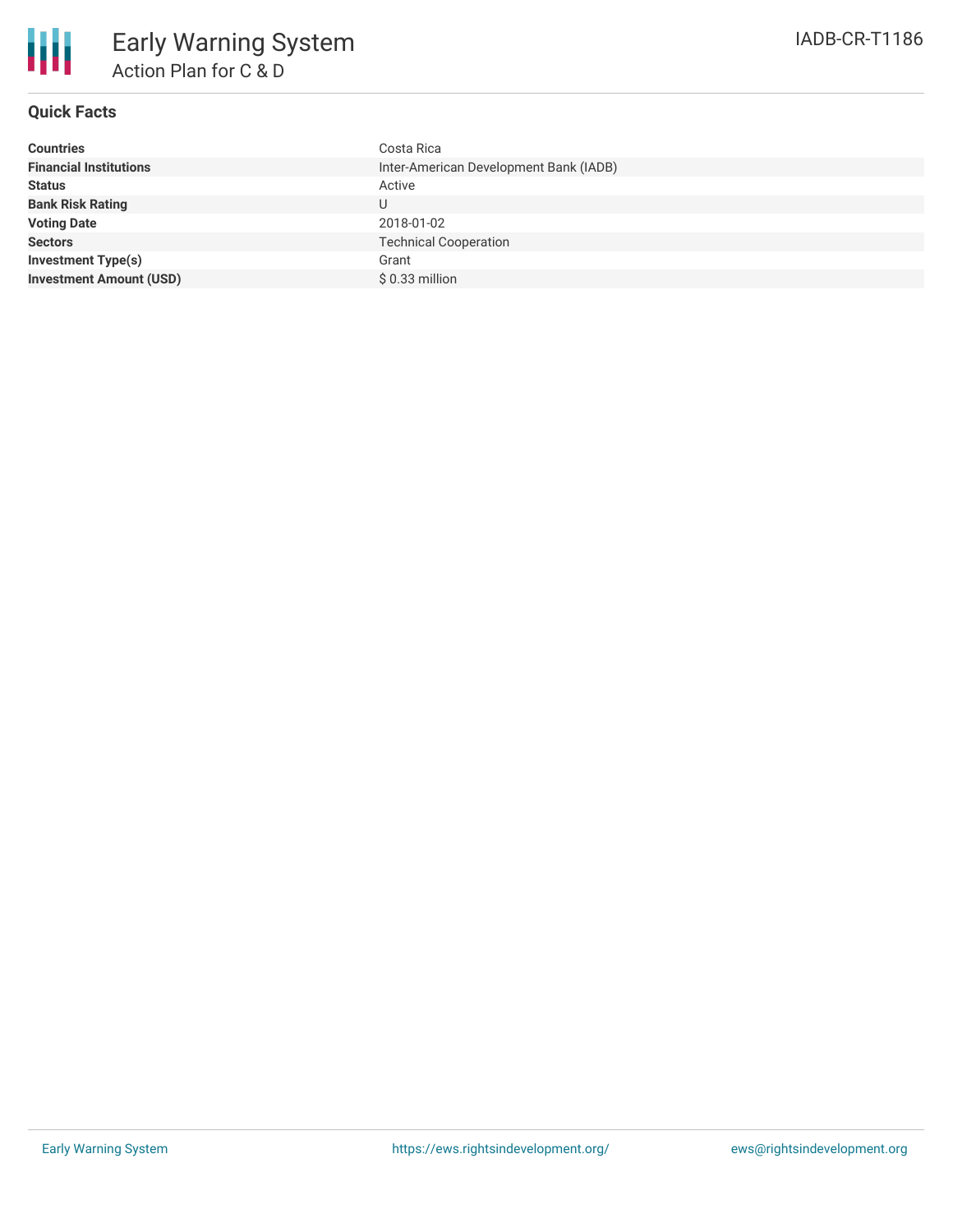# Early Warning System

## Action Plan for C & D

IADB-CR-T1186

### Quick Facts

| | |
|---|---|
| **Countries** | Costa Rica |
| **Financial Institutions** | Inter-American Development Bank (IADB) |
| **Status** | Active |
| **Bank Risk Rating** | U |
| **Voting Date** | 2018-01-02 |
| **Sectors** | Technical Cooperation |
| **Investment Type(s)** | Grant |
| **Investment Amount (USD)** | $ 0.33 million |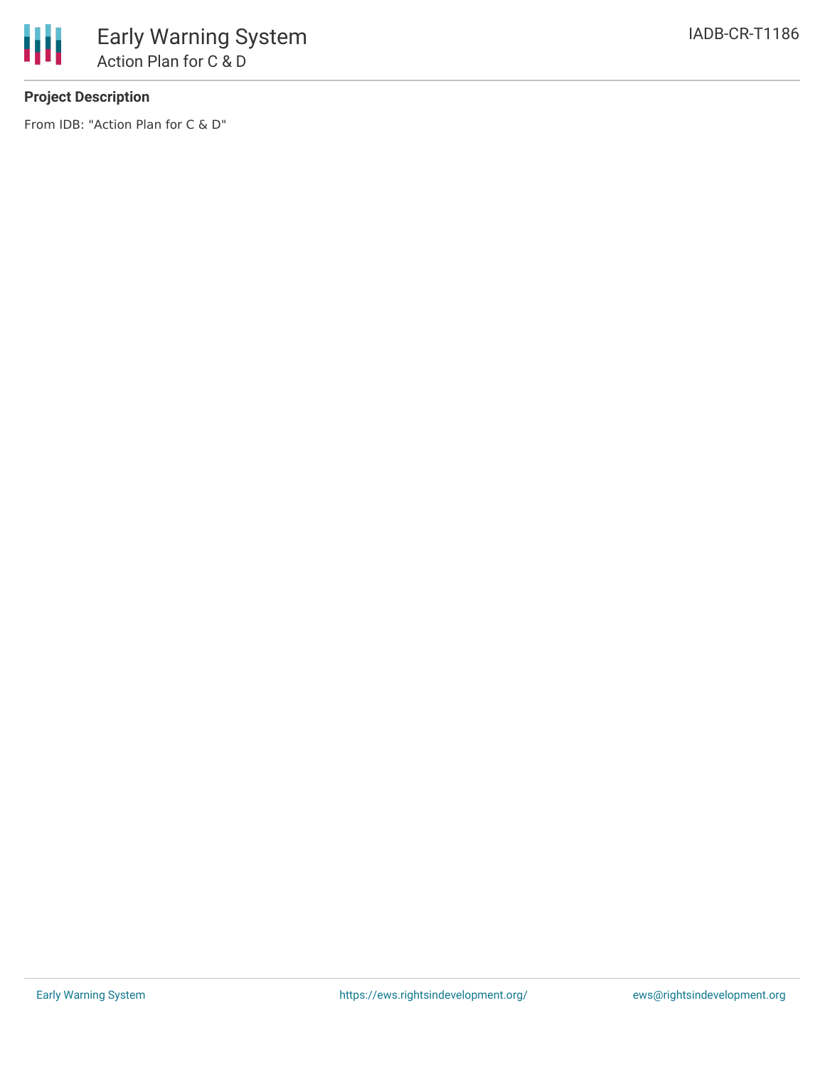**Project Description**

From IDB: "Action Plan for C & D"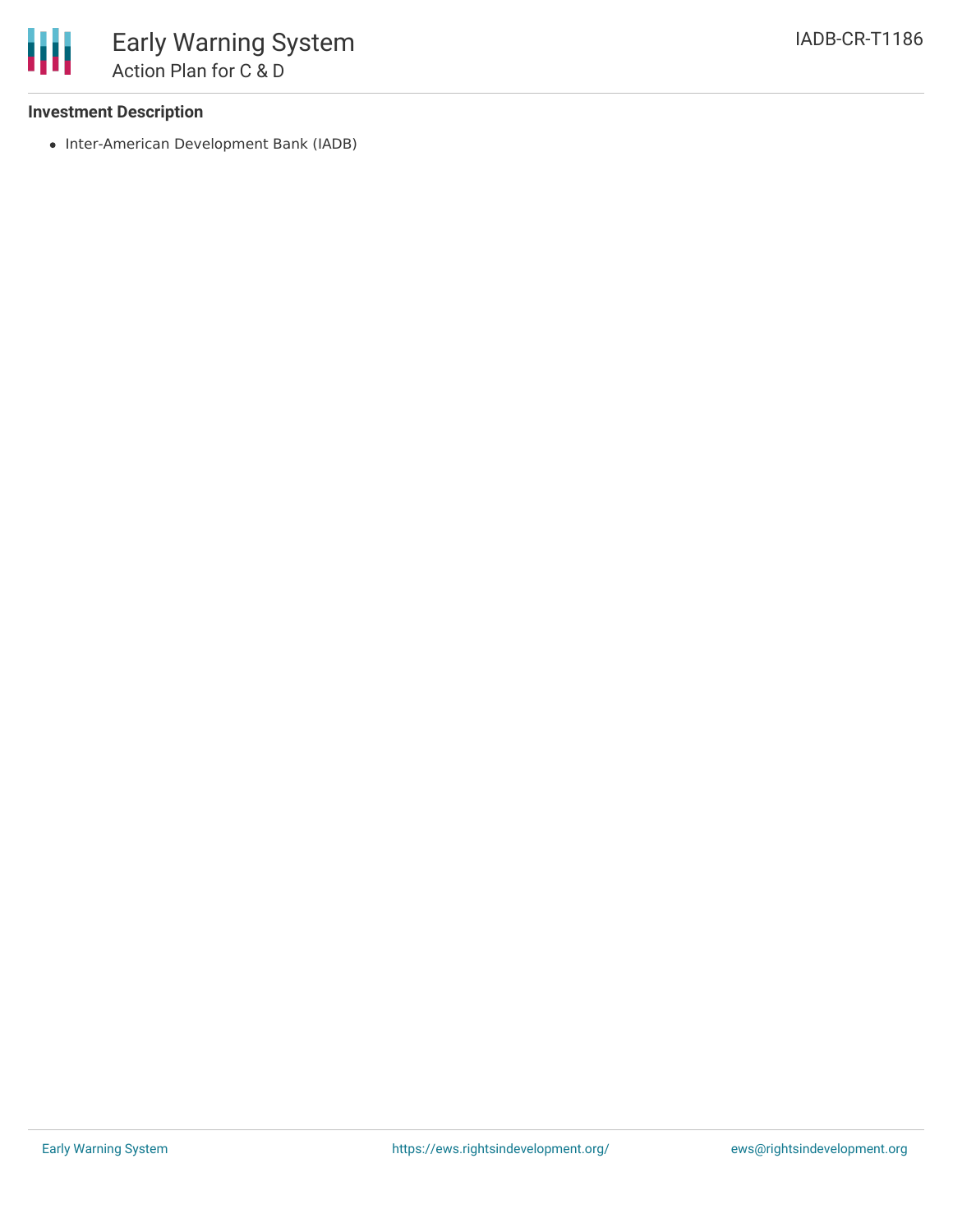### Investment Description

- Inter-American Development Bank (IADB)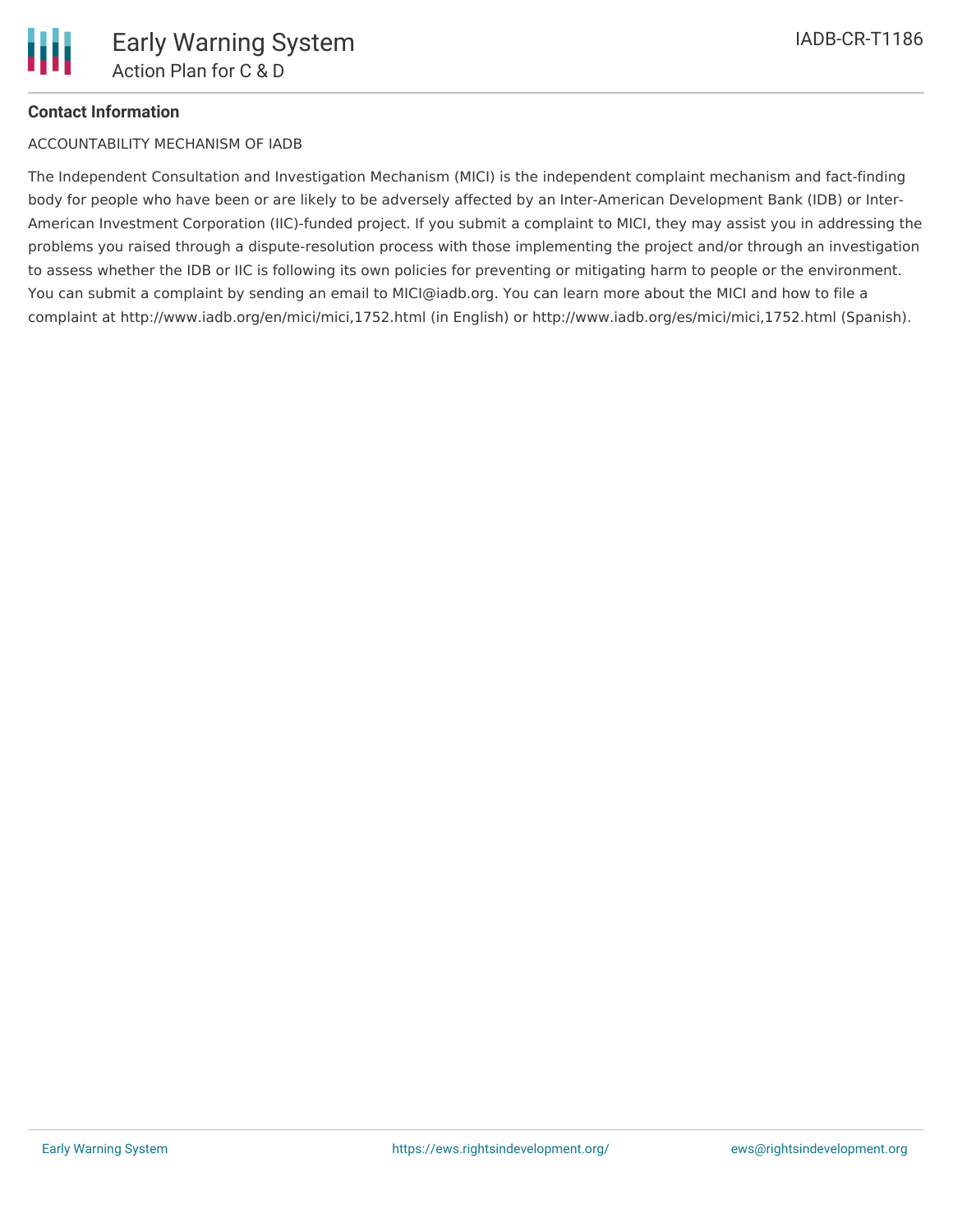**Contact Information**

ACCOUNTABILITY MECHANISM OF IADB

The Independent Consultation and Investigation Mechanism (MICI) is the independent complaint mechanism and fact-finding body for people who have been or are likely to be adversely affected by an Inter-American Development Bank (IDB) or Inter-American Investment Corporation (IIC)-funded project. If you submit a complaint to MICI, they may assist you in addressing the problems you raised through a dispute-resolution process with those implementing the project and/or through an investigation to assess whether the IDB or IIC is following its own policies for preventing or mitigating harm to people or the environment. You can submit a complaint by sending an email to MICI@iadb.org. You can learn more about the MICI and how to file a complaint at http://www.iadb.org/en/mici/mici,1752.html (in English) or http://www.iadb.org/es/mici/mici,1752.html (Spanish).